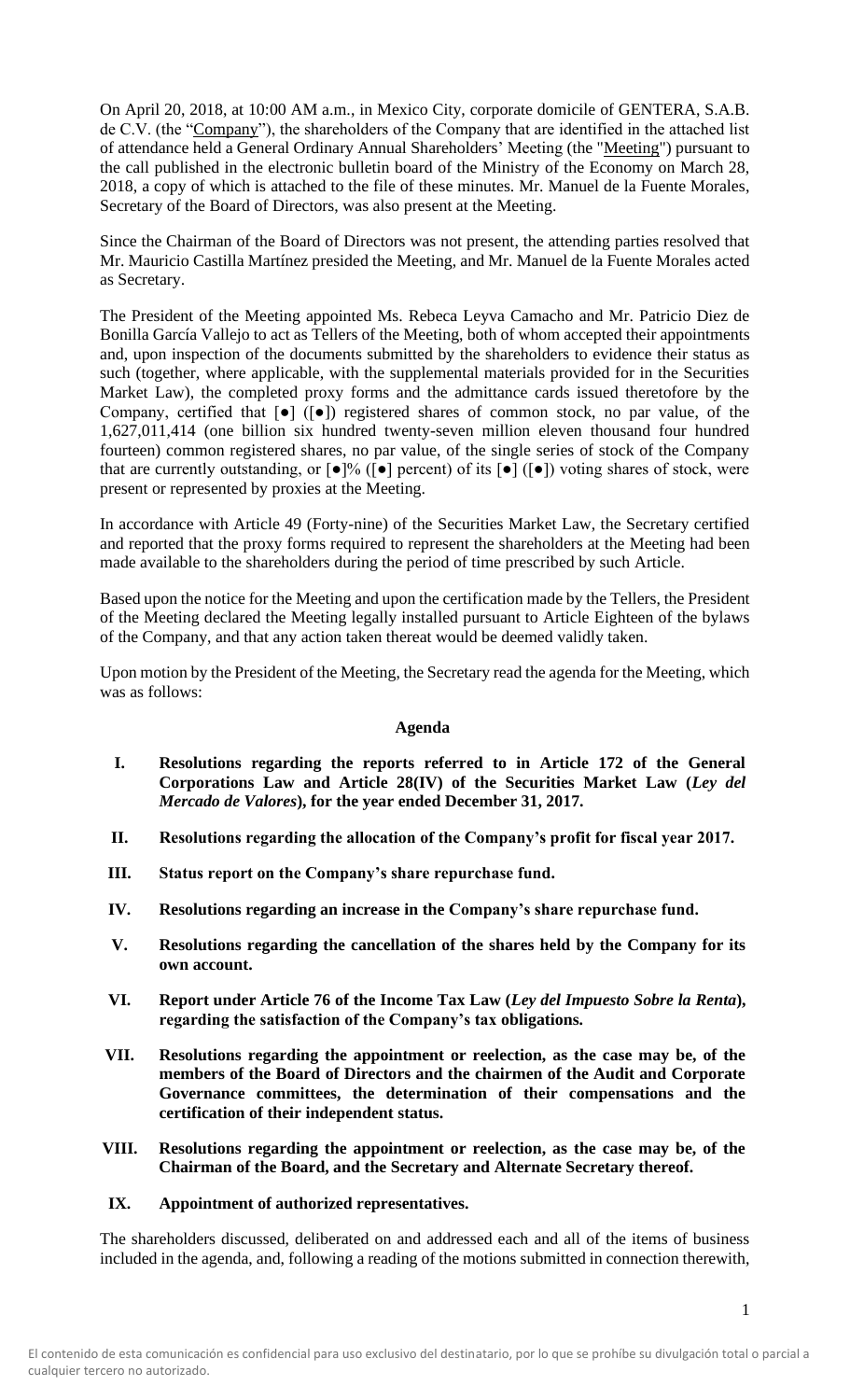On April 20, 2018, at 10:00 AM a.m., in Mexico City, corporate domicile of GENTERA, S.A.B. de C.V. (the "Company"), the shareholders of the Company that are identified in the attached list of attendance held a General Ordinary Annual Shareholders' Meeting (the "Meeting") pursuant to the call published in the electronic bulletin board of the Ministry of the Economy on March 28, 2018, a copy of which is attached to the file of these minutes. Mr. Manuel de la Fuente Morales, Secretary of the Board of Directors, was also present at the Meeting.

Since the Chairman of the Board of Directors was not present, the attending parties resolved that Mr. Mauricio Castilla Martínez presided the Meeting, and Mr. Manuel de la Fuente Morales acted as Secretary.

The President of the Meeting appointed Ms. Rebeca Leyva Camacho and Mr. Patricio Diez de Bonilla García Vallejo to act as Tellers of the Meeting, both of whom accepted their appointments and, upon inspection of the documents submitted by the shareholders to evidence their status as such (together, where applicable, with the supplemental materials provided for in the Securities Market Law), the completed proxy forms and the admittance cards issued theretofore by the Company, certified that [●] ([●]) registered shares of common stock, no par value, of the 1,627,011,414 (one billion six hundred twenty-seven million eleven thousand four hundred fourteen) common registered shares, no par value, of the single series of stock of the Company that are currently outstanding, or [●]% ([●] percent) of its [●] ([●]) voting shares of stock, were present or represented by proxies at the Meeting.

In accordance with Article 49 (Forty-nine) of the Securities Market Law, the Secretary certified and reported that the proxy forms required to represent the shareholders at the Meeting had been made available to the shareholders during the period of time prescribed by such Article.

Based upon the notice for the Meeting and upon the certification made by the Tellers, the President of the Meeting declared the Meeting legally installed pursuant to Article Eighteen of the bylaws of the Company, and that any action taken thereat would be deemed validly taken.

Upon motion by the President of the Meeting, the Secretary read the agenda for the Meeting, which was as follows:

**Agenda**

- **I. Resolutions regarding the reports referred to in Article 172 of the General Corporations Law and Article 28(IV) of the Securities Market Law (*Ley del Mercado de Valores*), for the year ended December 31, 2017.**
- **II. Resolutions regarding the allocation of the Company's profit for fiscal year 2017.**
- **III. Status report on the Company's share repurchase fund.**
- **IV. Resolutions regarding an increase in the Company's share repurchase fund.**
- **V. Resolutions regarding the cancellation of the shares held by the Company for its own account.**
- **VI. Report under Article 76 of the Income Tax Law (*Ley del Impuesto Sobre la Renta*), regarding the satisfaction of the Company's tax obligations.**
- **VII. Resolutions regarding the appointment or reelection, as the case may be, of the members of the Board of Directors and the chairmen of the Audit and Corporate Governance committees, the determination of their compensations and the certification of their independent status.**
- **VIII. Resolutions regarding the appointment or reelection, as the case may be, of the Chairman of the Board, and the Secretary and Alternate Secretary thereof.**
- **IX. Appointment of authorized representatives.**

The shareholders discussed, deliberated on and addressed each and all of the items of business included in the agenda, and, following a reading of the motions submitted in connection therewith,

El contenido de esta comunicación es confidencial para uso exclusivo del destinatario, por lo que se prohíbe su divulgación total o parcial a cualquier tercero no autorizado.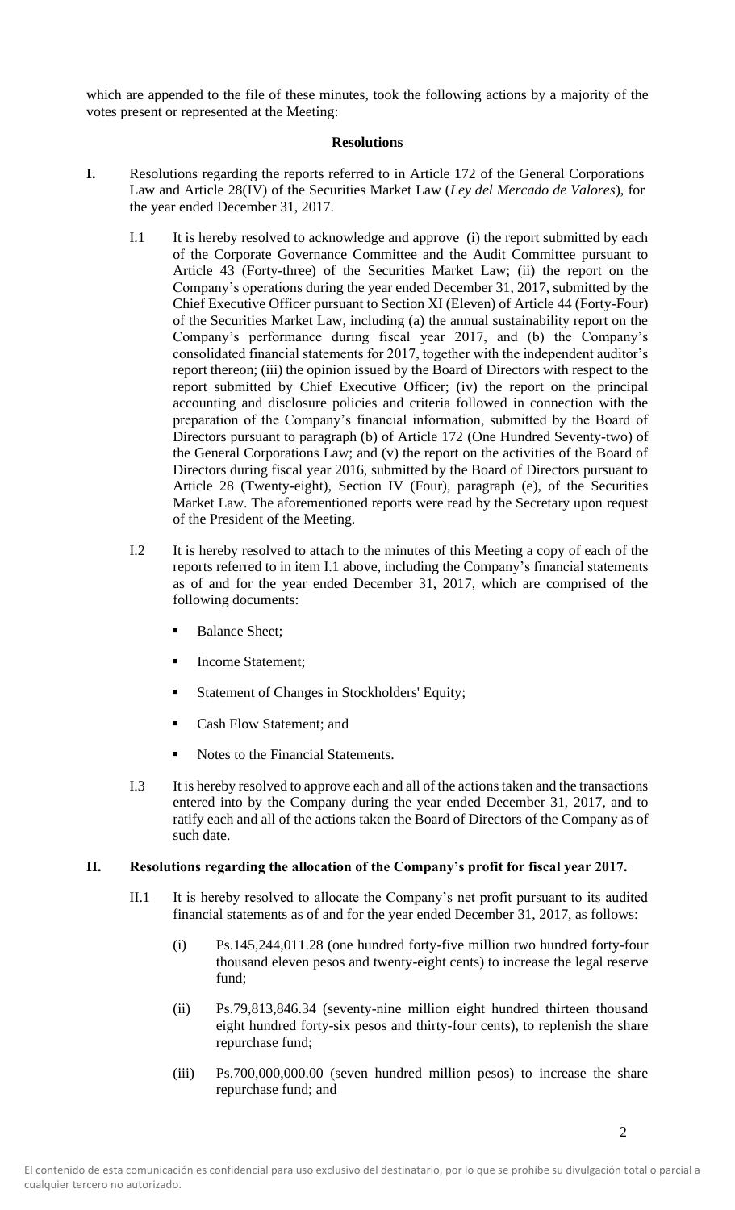which are appended to the file of these minutes, took the following actions by a majority of the votes present or represented at the Meeting:

**Resolutions**

**I.** Resolutions regarding the reports referred to in Article 172 of the General Corporations Law and Article 28(IV) of the Securities Market Law (*Ley del Mercado de Valores*), for the year ended December 31, 2017.

I.1 It is hereby resolved to acknowledge and approve (i) the report submitted by each of the Corporate Governance Committee and the Audit Committee pursuant to Article 43 (Forty-three) of the Securities Market Law; (ii) the report on the Company's operations during the year ended December 31, 2017, submitted by the Chief Executive Officer pursuant to Section XI (Eleven) of Article 44 (Forty-Four) of the Securities Market Law, including (a) the annual sustainability report on the Company's performance during fiscal year 2017, and (b) the Company's consolidated financial statements for 2017, together with the independent auditor's report thereon; (iii) the opinion issued by the Board of Directors with respect to the report submitted by Chief Executive Officer; (iv) the report on the principal accounting and disclosure policies and criteria followed in connection with the preparation of the Company's financial information, submitted by the Board of Directors pursuant to paragraph (b) of Article 172 (One Hundred Seventy-two) of the General Corporations Law; and (v) the report on the activities of the Board of Directors during fiscal year 2016, submitted by the Board of Directors pursuant to Article 28 (Twenty-eight), Section IV (Four), paragraph (e), of the Securities Market Law. The aforementioned reports were read by the Secretary upon request of the President of the Meeting.

I.2 It is hereby resolved to attach to the minutes of this Meeting a copy of each of the reports referred to in item I.1 above, including the Company's financial statements as of and for the year ended December 31, 2017, which are comprised of the following documents:

- Balance Sheet;
- Income Statement;
- Statement of Changes in Stockholders' Equity;
- Cash Flow Statement; and
- Notes to the Financial Statements.

I.3 It is hereby resolved to approve each and all of the actions taken and the transactions entered into by the Company during the year ended December 31, 2017, and to ratify each and all of the actions taken the Board of Directors of the Company as of such date.

**II. Resolutions regarding the allocation of the Company's profit for fiscal year 2017.**

II.1 It is hereby resolved to allocate the Company's net profit pursuant to its audited financial statements as of and for the year ended December 31, 2017, as follows:

(i) Ps.145,244,011.28 (one hundred forty-five million two hundred forty-four thousand eleven pesos and twenty-eight cents) to increase the legal reserve fund;

(ii) Ps.79,813,846.34 (seventy-nine million eight hundred thirteen thousand eight hundred forty-six pesos and thirty-four cents), to replenish the share repurchase fund;

(iii) Ps.700,000,000.00 (seven hundred million pesos) to increase the share repurchase fund; and

El contenido de esta comunicación es confidencial para uso exclusivo del destinatario, por lo que se prohíbe su divulgación total o parcial a cualquier tercero no autorizado.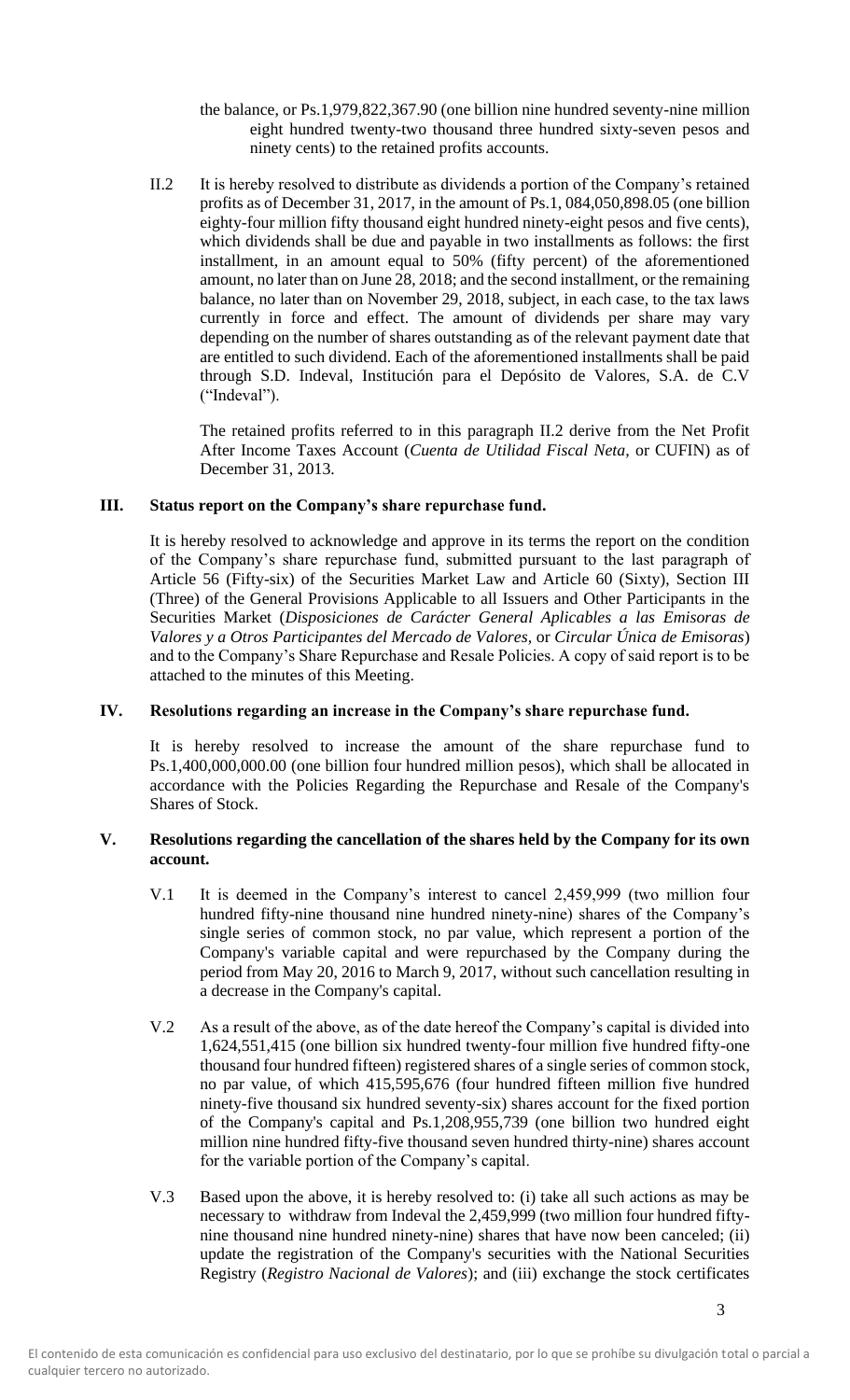the balance, or Ps.1,979,822,367.90 (one billion nine hundred seventy-nine million eight hundred twenty-two thousand three hundred sixty-seven pesos and ninety cents) to the retained profits accounts.

II.2 It is hereby resolved to distribute as dividends a portion of the Company's retained profits as of December 31, 2017, in the amount of Ps.1, 084,050,898.05 (one billion eighty-four million fifty thousand eight hundred ninety-eight pesos and five cents), which dividends shall be due and payable in two installments as follows: the first installment, in an amount equal to 50% (fifty percent) of the aforementioned amount, no later than on June 28, 2018; and the second installment, or the remaining balance, no later than on November 29, 2018, subject, in each case, to the tax laws currently in force and effect. The amount of dividends per share may vary depending on the number of shares outstanding as of the relevant payment date that are entitled to such dividend. Each of the aforementioned installments shall be paid through S.D. Indeval, Institución para el Depósito de Valores, S.A. de C.V ("Indeval").

The retained profits referred to in this paragraph II.2 derive from the Net Profit After Income Taxes Account (*Cuenta de Utilidad Fiscal Neta*, or CUFIN) as of December 31, 2013.

## III. Status report on the Company's share repurchase fund.

It is hereby resolved to acknowledge and approve in its terms the report on the condition of the Company's share repurchase fund, submitted pursuant to the last paragraph of Article 56 (Fifty-six) of the Securities Market Law and Article 60 (Sixty), Section III (Three) of the General Provisions Applicable to all Issuers and Other Participants in the Securities Market (*Disposiciones de Carácter General Aplicables a las Emisoras de Valores y a Otros Participantes del Mercado de Valores*, or *Circular Única de Emisoras*) and to the Company's Share Repurchase and Resale Policies. A copy of said report is to be attached to the minutes of this Meeting.

## IV. Resolutions regarding an increase in the Company's share repurchase fund.

It is hereby resolved to increase the amount of the share repurchase fund to Ps.1,400,000,000.00 (one billion four hundred million pesos), which shall be allocated in accordance with the Policies Regarding the Repurchase and Resale of the Company's Shares of Stock.

## V. Resolutions regarding the cancellation of the shares held by the Company for its own account.

V.1 It is deemed in the Company's interest to cancel 2,459,999 (two million four hundred fifty-nine thousand nine hundred ninety-nine) shares of the Company's single series of common stock, no par value, which represent a portion of the Company's variable capital and were repurchased by the Company during the period from May 20, 2016 to March 9, 2017, without such cancellation resulting in a decrease in the Company's capital.

V.2 As a result of the above, as of the date hereof the Company's capital is divided into 1,624,551,415 (one billion six hundred twenty-four million five hundred fifty-one thousand four hundred fifteen) registered shares of a single series of common stock, no par value, of which 415,595,676 (four hundred fifteen million five hundred ninety-five thousand six hundred seventy-six) shares account for the fixed portion of the Company's capital and Ps.1,208,955,739 (one billion two hundred eight million nine hundred fifty-five thousand seven hundred thirty-nine) shares account for the variable portion of the Company's capital.

V.3 Based upon the above, it is hereby resolved to: (i) take all such actions as may be necessary to withdraw from Indeval the 2,459,999 (two million four hundred fifty-nine thousand nine hundred ninety-nine) shares that have now been canceled; (ii) update the registration of the Company's securities with the National Securities Registry (*Registro Nacional de Valores*); and (iii) exchange the stock certificates

El contenido de esta comunicación es confidencial para uso exclusivo del destinatario, por lo que se prohíbe su divulgación total o parcial a cualquier tercero no autorizado.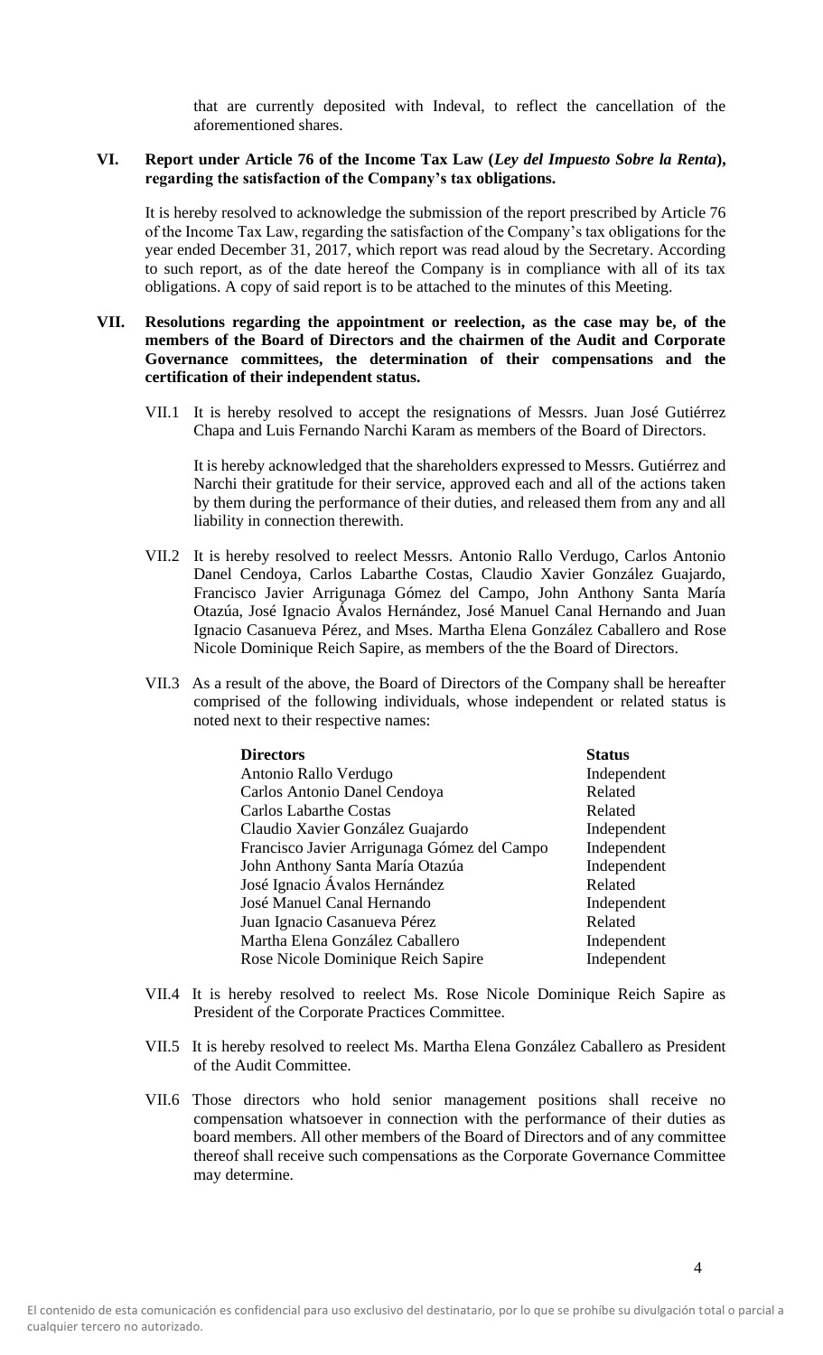that are currently deposited with Indeval, to reflect the cancellation of the aforementioned shares.

**VI. Report under Article 76 of the Income Tax Law (*Ley del Impuesto Sobre la Renta*), regarding the satisfaction of the Company's tax obligations.**

It is hereby resolved to acknowledge the submission of the report prescribed by Article 76 of the Income Tax Law, regarding the satisfaction of the Company's tax obligations for the year ended December 31, 2017, which report was read aloud by the Secretary. According to such report, as of the date hereof the Company is in compliance with all of its tax obligations. A copy of said report is to be attached to the minutes of this Meeting.

**VII. Resolutions regarding the appointment or reelection, as the case may be, of the members of the Board of Directors and the chairmen of the Audit and Corporate Governance committees, the determination of their compensations and the certification of their independent status.**

VII.1 It is hereby resolved to accept the resignations of Messrs. Juan José Gutiérrez Chapa and Luis Fernando Narchi Karam as members of the Board of Directors.

It is hereby acknowledged that the shareholders expressed to Messrs. Gutiérrez and Narchi their gratitude for their service, approved each and all of the actions taken by them during the performance of their duties, and released them from any and all liability in connection therewith.

VII.2 It is hereby resolved to reelect Messrs. Antonio Rallo Verdugo, Carlos Antonio Danel Cendoya, Carlos Labarthe Costas, Claudio Xavier González Guajardo, Francisco Javier Arrigunaga Gómez del Campo, John Anthony Santa María Otazúa, José Ignacio Ávalos Hernández, José Manuel Canal Hernando and Juan Ignacio Casanueva Pérez, and Mses. Martha Elena González Caballero and Rose Nicole Dominique Reich Sapire, as members of the the Board of Directors.

VII.3 As a result of the above, the Board of Directors of the Company shall be hereafter comprised of the following individuals, whose independent or related status is noted next to their respective names:

| Directors | Status |
|---|---|
| Antonio Rallo Verdugo | Independent |
| Carlos Antonio Danel Cendoya | Related |
| Carlos Labarthe Costas | Related |
| Claudio Xavier González Guajardo | Independent |
| Francisco Javier Arrigunaga Gómez del Campo | Independent |
| John Anthony Santa María Otazúa | Independent |
| José Ignacio Ávalos Hernández | Related |
| José Manuel Canal Hernando | Independent |
| Juan Ignacio Casanueva Pérez | Related |
| Martha Elena González Caballero | Independent |
| Rose Nicole Dominique Reich Sapire | Independent |

VII.4 It is hereby resolved to reelect Ms. Rose Nicole Dominique Reich Sapire as President of the Corporate Practices Committee.

VII.5 It is hereby resolved to reelect Ms. Martha Elena González Caballero as President of the Audit Committee.

VII.6 Those directors who hold senior management positions shall receive no compensation whatsoever in connection with the performance of their duties as board members. All other members of the Board of Directors and of any committee thereof shall receive such compensations as the Corporate Governance Committee may determine.

El contenido de esta comunicación es confidencial para uso exclusivo del destinatario, por lo que se prohíbe su divulgación total o parcial a cualquier tercero no autorizado.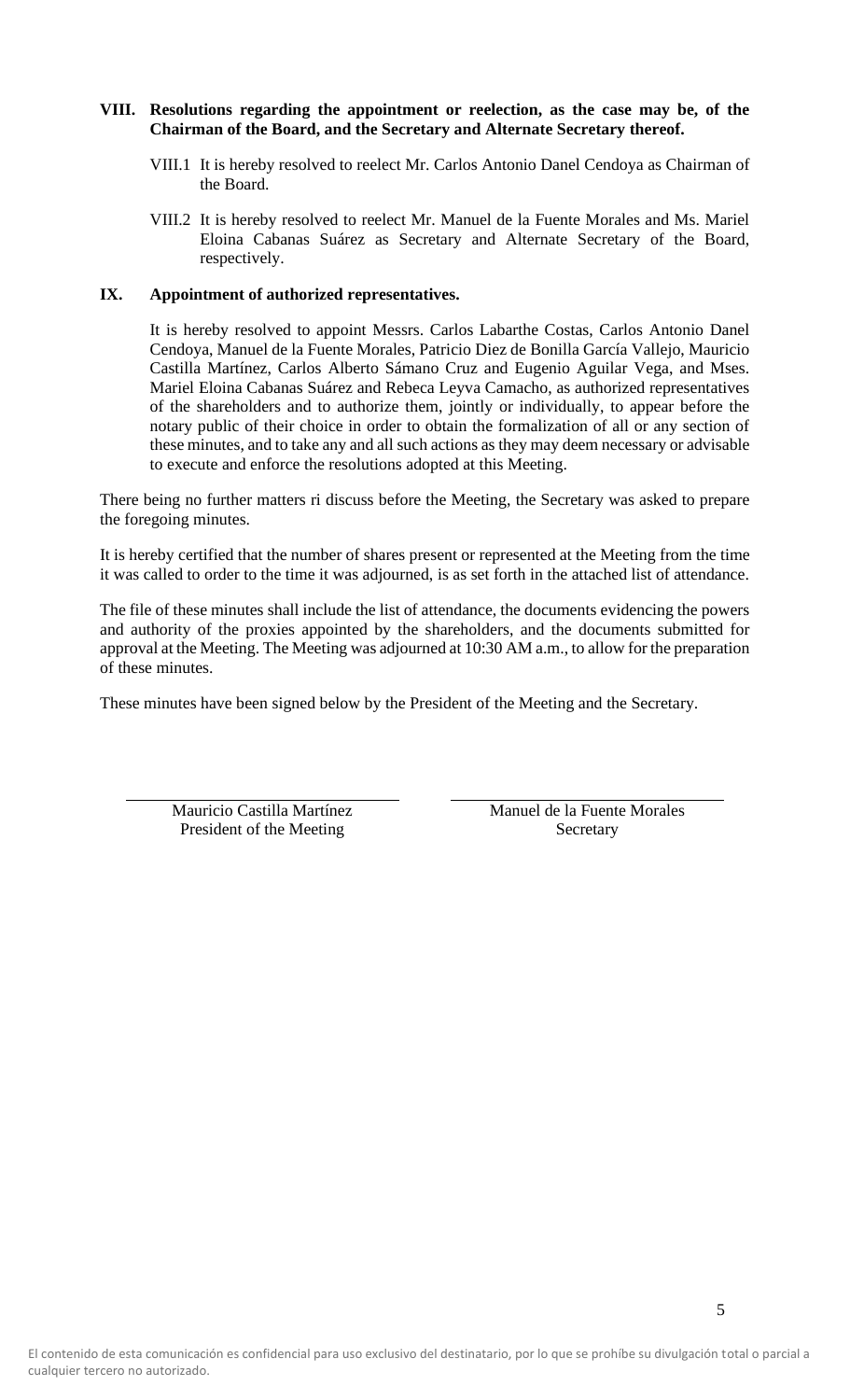**VIII. Resolutions regarding the appointment or reelection, as the case may be, of the Chairman of the Board, and the Secretary and Alternate Secretary thereof.**

VIII.1 It is hereby resolved to reelect Mr. Carlos Antonio Danel Cendoya as Chairman of the Board.

VIII.2 It is hereby resolved to reelect Mr. Manuel de la Fuente Morales and Ms. Mariel Eloina Cabanas Suárez as Secretary and Alternate Secretary of the Board, respectively.

**IX. Appointment of authorized representatives.**

It is hereby resolved to appoint Messrs. Carlos Labarthe Costas, Carlos Antonio Danel Cendoya, Manuel de la Fuente Morales, Patricio Diez de Bonilla García Vallejo, Mauricio Castilla Martínez, Carlos Alberto Sámano Cruz and Eugenio Aguilar Vega, and Mses. Mariel Eloina Cabanas Suárez and Rebeca Leyva Camacho, as authorized representatives of the shareholders and to authorize them, jointly or individually, to appear before the notary public of their choice in order to obtain the formalization of all or any section of these minutes, and to take any and all such actions as they may deem necessary or advisable to execute and enforce the resolutions adopted at this Meeting.

There being no further matters ri discuss before the Meeting, the Secretary was asked to prepare the foregoing minutes.

It is hereby certified that the number of shares present or represented at the Meeting from the time it was called to order to the time it was adjourned, is as set forth in the attached list of attendance.

The file of these minutes shall include the list of attendance, the documents evidencing the powers and authority of the proxies appointed by the shareholders, and the documents submitted for approval at the Meeting. The Meeting was adjourned at 10:30 AM a.m., to allow for the preparation of these minutes.

These minutes have been signed below by the President of the Meeting and the Secretary.

| | |
|---|---|
| Mauricio Castilla Martínez<br>President of the Meeting | Manuel de la Fuente Morales<br>Secretary |

El contenido de esta comunicación es confidencial para uso exclusivo del destinatario, por lo que se prohíbe su divulgación total o parcial a cualquier tercero no autorizado.